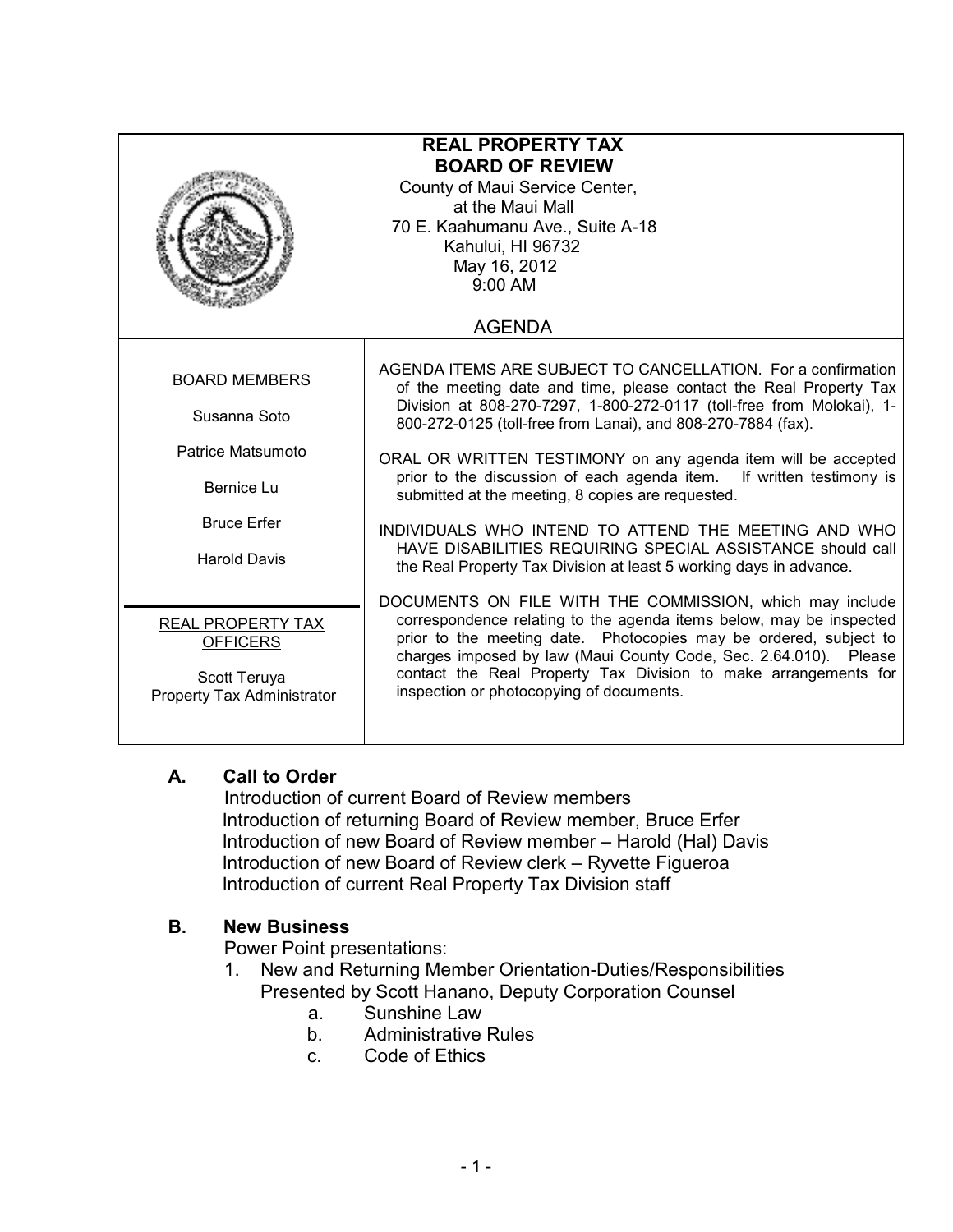# REAL PROPERTY TAX
# BOARD OF REVIEW

County of Maui Service Center,
at the Maui Mall
70 E. Kaahumanu Ave., Suite A-18
Kahului, HI 96732
May 16, 2012
9:00 AM

## AGENDA

| BOARD MEMBERS | |
|---|---|
| Susanna Soto<br>Patrice Matsumoto<br>Bernice Lu<br>Bruce Erfer<br>Harold Davis | AGENDA ITEMS ARE SUBJECT TO CANCELLATION. For a confirmation of the meeting date and time, please contact the Real Property Tax Division at 808-270-7297, 1-800-272-0117 (toll-free from Molokai), 1-800-272-0125 (toll-free from Lanai), and 808-270-7884 (fax).<br><br>ORAL OR WRITTEN TESTIMONY on any agenda item will be accepted prior to the discussion of each agenda item. If written testimony is submitted at the meeting, 8 copies are requested.<br><br>INDIVIDUALS WHO INTEND TO ATTEND THE MEETING AND WHO HAVE DISABILITIES REQUIRING SPECIAL ASSISTANCE should call the Real Property Tax Division at least 5 working days in advance. |
| REAL PROPERTY TAX OFFICERS<br><br>Scott Teruya<br>Property Tax Administrator | DOCUMENTS ON FILE WITH THE COMMISSION, which may include correspondence relating to the agenda items below, may be inspected prior to the meeting date. Photocopies may be ordered, subject to charges imposed by law (Maui County Code, Sec. 2.64.010). Please contact the Real Property Tax Division to make arrangements for inspection or photocopying of documents. |

### A. Call to Order

Introduction of current Board of Review members
Introduction of returning Board of Review member, Bruce Erfer
Introduction of new Board of Review member – Harold (Hal) Davis
Introduction of new Board of Review clerk – Ryvette Figueroa
Introduction of current Real Property Tax Division staff

### B. New Business

Power Point presentations:

1. New and Returning Member Orientation-Duties/Responsibilities
   Presented by Scott Hanano, Deputy Corporation Counsel
   a. Sunshine Law
   b. Administrative Rules
   c. Code of Ethics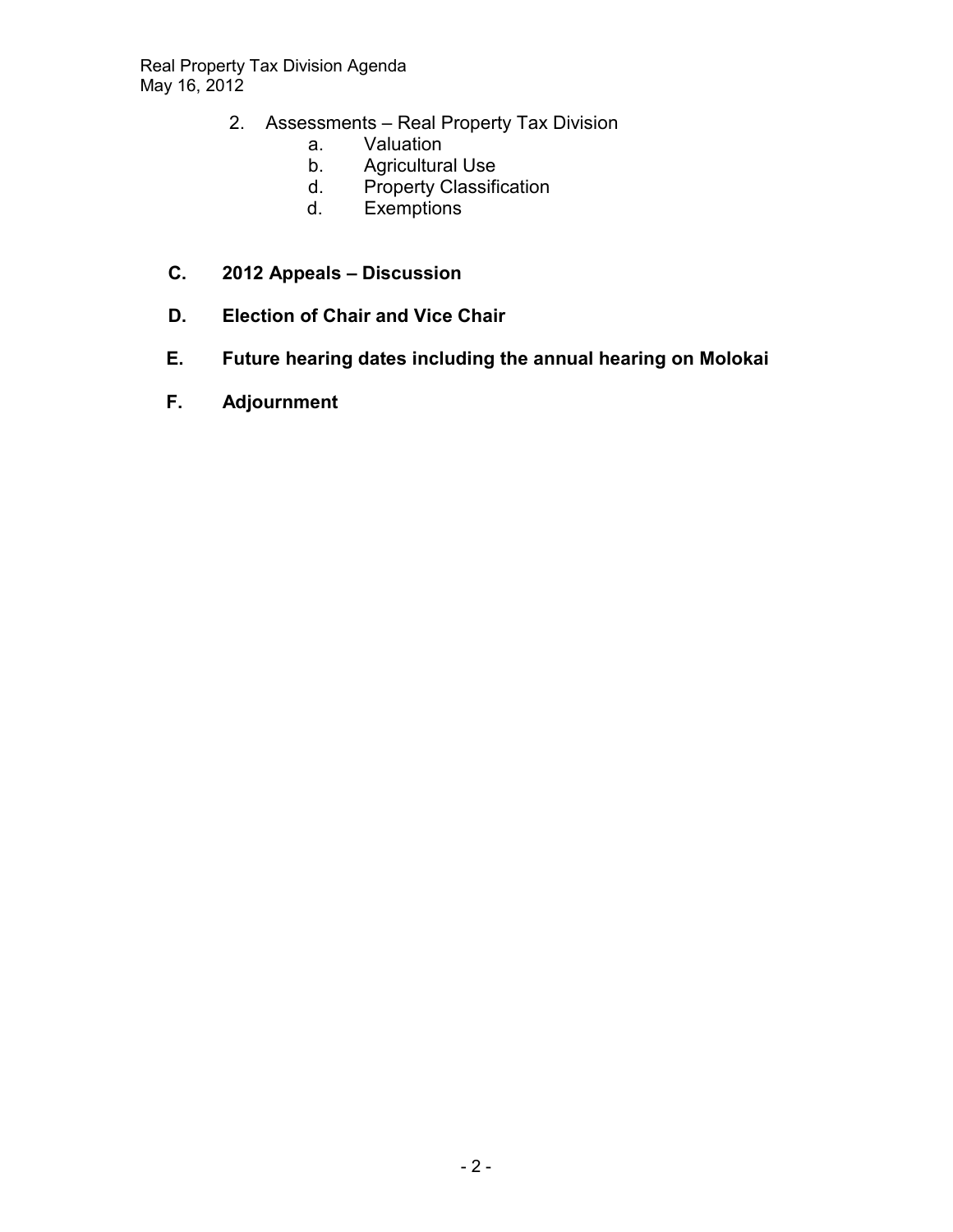2. Assessments – Real Property Tax Division
   - a. Valuation
   - b. Agricultural Use
   - d. Property Classification
   - d. Exemptions

**C. 2012 Appeals – Discussion**

**D. Election of Chair and Vice Chair**

**E. Future hearing dates including the annual hearing on Molokai**

**F. Adjournment**